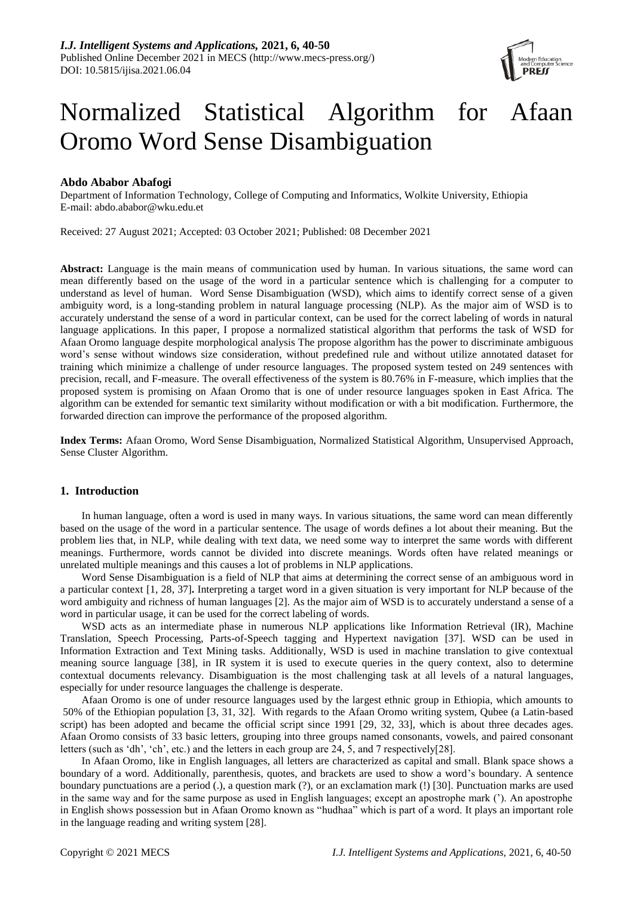*I.J. Intelligent Systems and Applications,* **2021, 6, 40-50**
Published Online December 2021 in MECS (http://www.mecs-press.org/)
DOI: 10.5815/ijisa.2021.06.04

# Normalized Statistical Algorithm for Afaan Oromo Word Sense Disambiguation

**Abdo Ababor Abafogi**

Department of Information Technology, College of Computing and Informatics, Wolkite University, Ethiopia
E-mail: abdo.ababor@wku.edu.et

Received: 27 August 2021; Accepted: 03 October 2021; Published: 08 December 2021

**Abstract:** Language is the main means of communication used by human. In various situations, the same word can mean differently based on the usage of the word in a particular sentence which is challenging for a computer to understand as level of human. Word Sense Disambiguation (WSD), which aims to identify correct sense of a given ambiguity word, is a long-standing problem in natural language processing (NLP). As the major aim of WSD is to accurately understand the sense of a word in particular context, can be used for the correct labeling of words in natural language applications. In this paper, I propose a normalized statistical algorithm that performs the task of WSD for Afaan Oromo language despite morphological analysis The propose algorithm has the power to discriminate ambiguous word's sense without windows size consideration, without predefined rule and without utilize annotated dataset for training which minimize a challenge of under resource languages. The proposed system tested on 249 sentences with precision, recall, and F-measure. The overall effectiveness of the system is 80.76% in F-measure, which implies that the proposed system is promising on Afaan Oromo that is one of under resource languages spoken in East Africa. The algorithm can be extended for semantic text similarity without modification or with a bit modification. Furthermore, the forwarded direction can improve the performance of the proposed algorithm.

**Index Terms:** Afaan Oromo, Word Sense Disambiguation, Normalized Statistical Algorithm, Unsupervised Approach, Sense Cluster Algorithm.

## 1. Introduction

In human language, often a word is used in many ways. In various situations, the same word can mean differently based on the usage of the word in a particular sentence. The usage of words defines a lot about their meaning. But the problem lies that, in NLP, while dealing with text data, we need some way to interpret the same words with different meanings. Furthermore, words cannot be divided into discrete meanings. Words often have related meanings or unrelated multiple meanings and this causes a lot of problems in NLP applications.

Word Sense Disambiguation is a field of NLP that aims at determining the correct sense of an ambiguous word in a particular context [1, 28, 37]**.** Interpreting a target word in a given situation is very important for NLP because of the word ambiguity and richness of human languages [2]. As the major aim of WSD is to accurately understand a sense of a word in particular usage, it can be used for the correct labeling of words.

WSD acts as an intermediate phase in numerous NLP applications like Information Retrieval (IR), Machine Translation, Speech Processing, Parts-of-Speech tagging and Hypertext navigation [37]. WSD can be used in Information Extraction and Text Mining tasks. Additionally, WSD is used in machine translation to give contextual meaning source language [38], in IR system it is used to execute queries in the query context, also to determine contextual documents relevancy. Disambiguation is the most challenging task at all levels of a natural languages, especially for under resource languages the challenge is desperate.

Afaan Oromo is one of under resource languages used by the largest ethnic group in Ethiopia, which amounts to 50% of the Ethiopian population [3, 31, 32]. With regards to the Afaan Oromo writing system, Qubee (a Latin-based script) has been adopted and became the official script since 1991 [29, 32, 33], which is about three decades ages. Afaan Oromo consists of 33 basic letters, grouping into three groups named consonants, vowels, and paired consonant letters (such as 'dh', 'ch', etc.) and the letters in each group are 24, 5, and 7 respectively[28].

In Afaan Oromo, like in English languages, all letters are characterized as capital and small. Blank space shows a boundary of a word. Additionally, parenthesis, quotes, and brackets are used to show a word's boundary. A sentence boundary punctuations are a period (.), a question mark (?), or an exclamation mark (!) [30]. Punctuation marks are used in the same way and for the same purpose as used in English languages; except an apostrophe mark ('). An apostrophe in English shows possession but in Afaan Oromo known as "hudhaa" which is part of a word. It plays an important role in the language reading and writing system [28].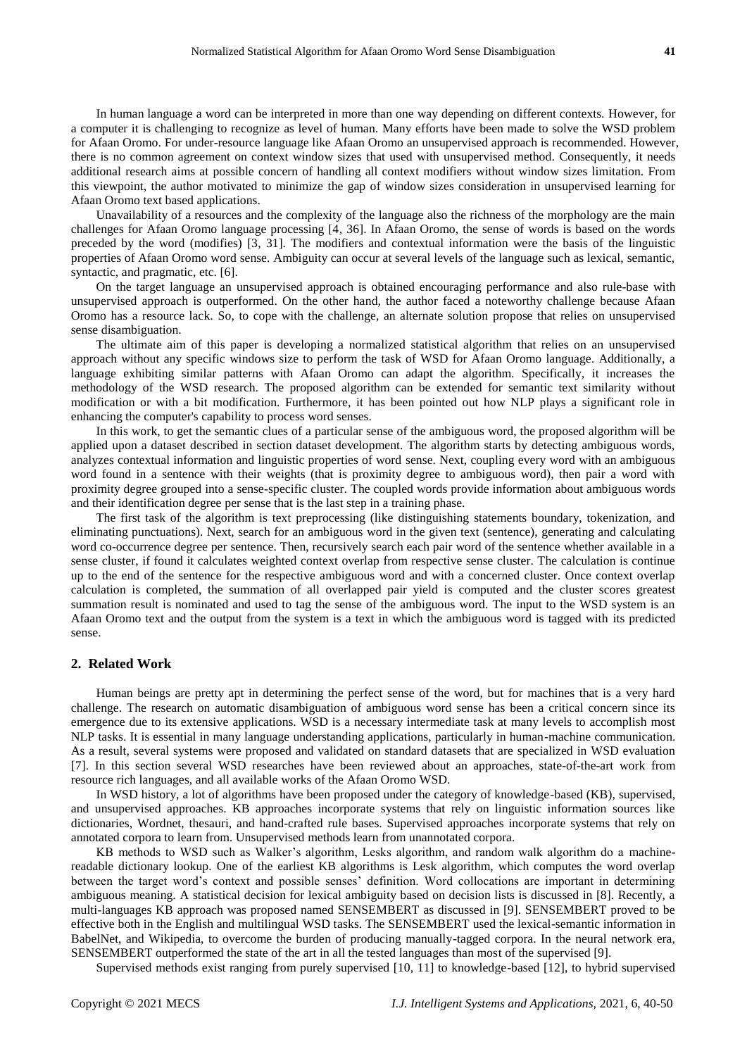In human language a word can be interpreted in more than one way depending on different contexts. However, for a computer it is challenging to recognize as level of human. Many efforts have been made to solve the WSD problem for Afaan Oromo. For under-resource language like Afaan Oromo an unsupervised approach is recommended. However, there is no common agreement on context window sizes that used with unsupervised method. Consequently, it needs additional research aims at possible concern of handling all context modifiers without window sizes limitation. From this viewpoint, the author motivated to minimize the gap of window sizes consideration in unsupervised learning for Afaan Oromo text based applications.

Unavailability of a resources and the complexity of the language also the richness of the morphology are the main challenges for Afaan Oromo language processing [4, 36]. In Afaan Oromo, the sense of words is based on the words preceded by the word (modifies) [3, 31]. The modifiers and contextual information were the basis of the linguistic properties of Afaan Oromo word sense. Ambiguity can occur at several levels of the language such as lexical, semantic, syntactic, and pragmatic, etc. [6].

On the target language an unsupervised approach is obtained encouraging performance and also rule-base with unsupervised approach is outperformed. On the other hand, the author faced a noteworthy challenge because Afaan Oromo has a resource lack. So, to cope with the challenge, an alternate solution propose that relies on unsupervised sense disambiguation.

The ultimate aim of this paper is developing a normalized statistical algorithm that relies on an unsupervised approach without any specific windows size to perform the task of WSD for Afaan Oromo language. Additionally, a language exhibiting similar patterns with Afaan Oromo can adapt the algorithm. Specifically, it increases the methodology of the WSD research. The proposed algorithm can be extended for semantic text similarity without modification or with a bit modification. Furthermore, it has been pointed out how NLP plays a significant role in enhancing the computer's capability to process word senses.

In this work, to get the semantic clues of a particular sense of the ambiguous word, the proposed algorithm will be applied upon a dataset described in section dataset development. The algorithm starts by detecting ambiguous words, analyzes contextual information and linguistic properties of word sense. Next, coupling every word with an ambiguous word found in a sentence with their weights (that is proximity degree to ambiguous word), then pair a word with proximity degree grouped into a sense-specific cluster. The coupled words provide information about ambiguous words and their identification degree per sense that is the last step in a training phase.

The first task of the algorithm is text preprocessing (like distinguishing statements boundary, tokenization, and eliminating punctuations). Next, search for an ambiguous word in the given text (sentence), generating and calculating word co-occurrence degree per sentence. Then, recursively search each pair word of the sentence whether available in a sense cluster, if found it calculates weighted context overlap from respective sense cluster. The calculation is continue up to the end of the sentence for the respective ambiguous word and with a concerned cluster. Once context overlap calculation is completed, the summation of all overlapped pair yield is computed and the cluster scores greatest summation result is nominated and used to tag the sense of the ambiguous word. The input to the WSD system is an Afaan Oromo text and the output from the system is a text in which the ambiguous word is tagged with its predicted sense.

## 2. Related Work

Human beings are pretty apt in determining the perfect sense of the word, but for machines that is a very hard challenge. The research on automatic disambiguation of ambiguous word sense has been a critical concern since its emergence due to its extensive applications. WSD is a necessary intermediate task at many levels to accomplish most NLP tasks. It is essential in many language understanding applications, particularly in human-machine communication. As a result, several systems were proposed and validated on standard datasets that are specialized in WSD evaluation [7]. In this section several WSD researches have been reviewed about an approaches, state-of-the-art work from resource rich languages, and all available works of the Afaan Oromo WSD.

In WSD history, a lot of algorithms have been proposed under the category of knowledge-based (KB), supervised, and unsupervised approaches. KB approaches incorporate systems that rely on linguistic information sources like dictionaries, Wordnet, thesauri, and hand-crafted rule bases. Supervised approaches incorporate systems that rely on annotated corpora to learn from. Unsupervised methods learn from unannotated corpora.

KB methods to WSD such as Walker's algorithm, Lesks algorithm, and random walk algorithm do a machine-readable dictionary lookup. One of the earliest KB algorithms is Lesk algorithm, which computes the word overlap between the target word's context and possible senses' definition. Word collocations are important in determining ambiguous meaning. A statistical decision for lexical ambiguity based on decision lists is discussed in [8]. Recently, a multi-languages KB approach was proposed named SENSEMBERT as discussed in [9]. SENSEMBERT proved to be effective both in the English and multilingual WSD tasks. The SENSEMBERT used the lexical-semantic information in BabelNet, and Wikipedia, to overcome the burden of producing manually-tagged corpora. In the neural network era, SENSEMBERT outperformed the state of the art in all the tested languages than most of the supervised [9].

Supervised methods exist ranging from purely supervised [10, 11] to knowledge-based [12], to hybrid supervised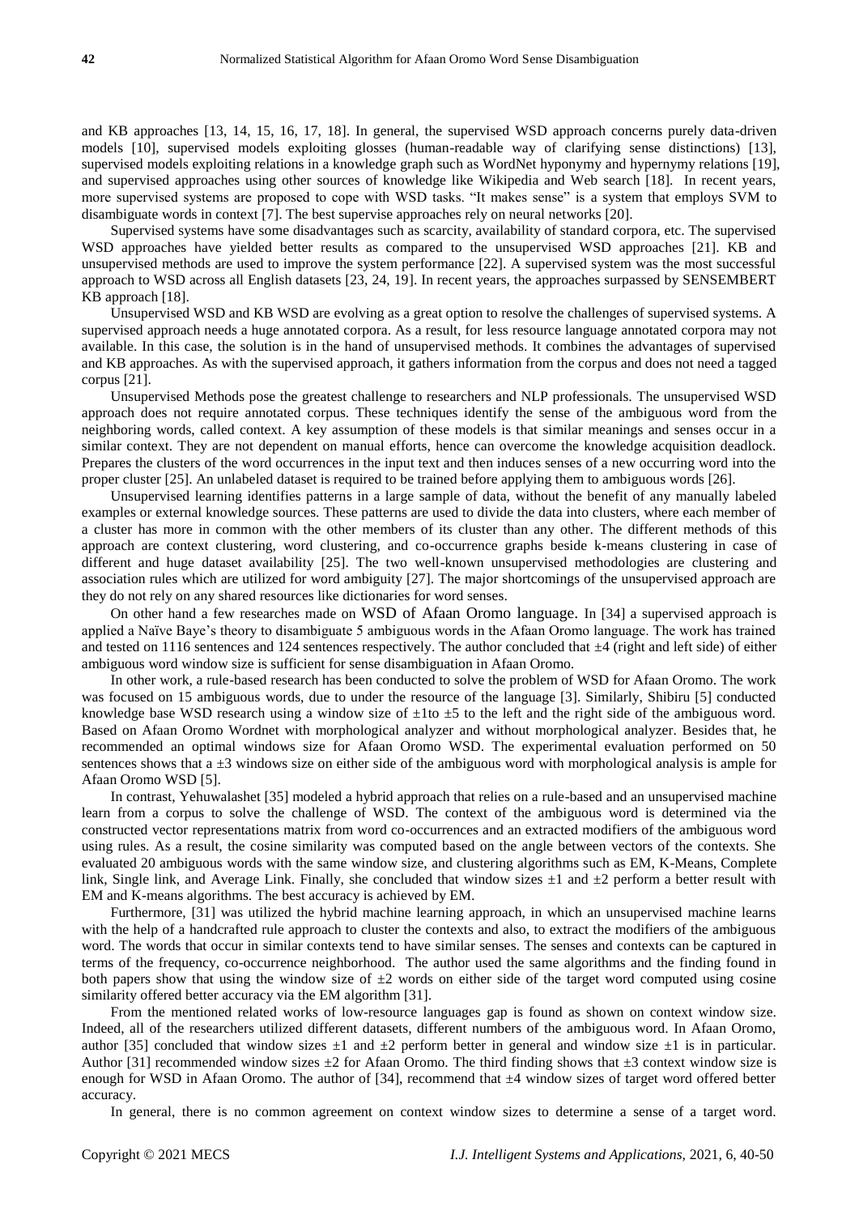and KB approaches [13, 14, 15, 16, 17, 18]. In general, the supervised WSD approach concerns purely data-driven models [10], supervised models exploiting glosses (human-readable way of clarifying sense distinctions) [13], supervised models exploiting relations in a knowledge graph such as WordNet hyponymy and hypernymy relations [19], and supervised approaches using other sources of knowledge like Wikipedia and Web search [18]. In recent years, more supervised systems are proposed to cope with WSD tasks. "It makes sense" is a system that employs SVM to disambiguate words in context [7]. The best supervise approaches rely on neural networks [20].

Supervised systems have some disadvantages such as scarcity, availability of standard corpora, etc. The supervised WSD approaches have yielded better results as compared to the unsupervised WSD approaches [21]. KB and unsupervised methods are used to improve the system performance [22]. A supervised system was the most successful approach to WSD across all English datasets [23, 24, 19]. In recent years, the approaches surpassed by SENSEMBERT KB approach [18].

Unsupervised WSD and KB WSD are evolving as a great option to resolve the challenges of supervised systems. A supervised approach needs a huge annotated corpora. As a result, for less resource language annotated corpora may not available. In this case, the solution is in the hand of unsupervised methods. It combines the advantages of supervised and KB approaches. As with the supervised approach, it gathers information from the corpus and does not need a tagged corpus [21].

Unsupervised Methods pose the greatest challenge to researchers and NLP professionals. The unsupervised WSD approach does not require annotated corpus. These techniques identify the sense of the ambiguous word from the neighboring words, called context. A key assumption of these models is that similar meanings and senses occur in a similar context. They are not dependent on manual efforts, hence can overcome the knowledge acquisition deadlock. Prepares the clusters of the word occurrences in the input text and then induces senses of a new occurring word into the proper cluster [25]. An unlabeled dataset is required to be trained before applying them to ambiguous words [26].

Unsupervised learning identifies patterns in a large sample of data, without the benefit of any manually labeled examples or external knowledge sources. These patterns are used to divide the data into clusters, where each member of a cluster has more in common with the other members of its cluster than any other. The different methods of this approach are context clustering, word clustering, and co-occurrence graphs beside k-means clustering in case of different and huge dataset availability [25]. The two well-known unsupervised methodologies are clustering and association rules which are utilized for word ambiguity [27]. The major shortcomings of the unsupervised approach are they do not rely on any shared resources like dictionaries for word senses.

On other hand a few researches made on WSD of Afaan Oromo language. In [34] a supervised approach is applied a Naïve Baye's theory to disambiguate 5 ambiguous words in the Afaan Oromo language. The work has trained and tested on 1116 sentences and 124 sentences respectively. The author concluded that ±4 (right and left side) of either ambiguous word window size is sufficient for sense disambiguation in Afaan Oromo.

In other work, a rule-based research has been conducted to solve the problem of WSD for Afaan Oromo. The work was focused on 15 ambiguous words, due to under the resource of the language [3]. Similarly, Shibiru [5] conducted knowledge base WSD research using a window size of ±1to ±5 to the left and the right side of the ambiguous word. Based on Afaan Oromo Wordnet with morphological analyzer and without morphological analyzer. Besides that, he recommended an optimal windows size for Afaan Oromo WSD. The experimental evaluation performed on 50 sentences shows that a ±3 windows size on either side of the ambiguous word with morphological analysis is ample for Afaan Oromo WSD [5].

In contrast, Yehuwalashet [35] modeled a hybrid approach that relies on a rule-based and an unsupervised machine learn from a corpus to solve the challenge of WSD. The context of the ambiguous word is determined via the constructed vector representations matrix from word co-occurrences and an extracted modifiers of the ambiguous word using rules. As a result, the cosine similarity was computed based on the angle between vectors of the contexts. She evaluated 20 ambiguous words with the same window size, and clustering algorithms such as EM, K-Means, Complete link, Single link, and Average Link. Finally, she concluded that window sizes ±1 and ±2 perform a better result with EM and K-means algorithms. The best accuracy is achieved by EM.

Furthermore, [31] was utilized the hybrid machine learning approach, in which an unsupervised machine learns with the help of a handcrafted rule approach to cluster the contexts and also, to extract the modifiers of the ambiguous word. The words that occur in similar contexts tend to have similar senses. The senses and contexts can be captured in terms of the frequency, co-occurrence neighborhood. The author used the same algorithms and the finding found in both papers show that using the window size of ±2 words on either side of the target word computed using cosine similarity offered better accuracy via the EM algorithm [31].

From the mentioned related works of low-resource languages gap is found as shown on context window size. Indeed, all of the researchers utilized different datasets, different numbers of the ambiguous word. In Afaan Oromo, author [35] concluded that window sizes ±1 and ±2 perform better in general and window size ±1 is in particular. Author [31] recommended window sizes ±2 for Afaan Oromo. The third finding shows that ±3 context window size is enough for WSD in Afaan Oromo. The author of [34], recommend that ±4 window sizes of target word offered better accuracy.

In general, there is no common agreement on context window sizes to determine a sense of a target word.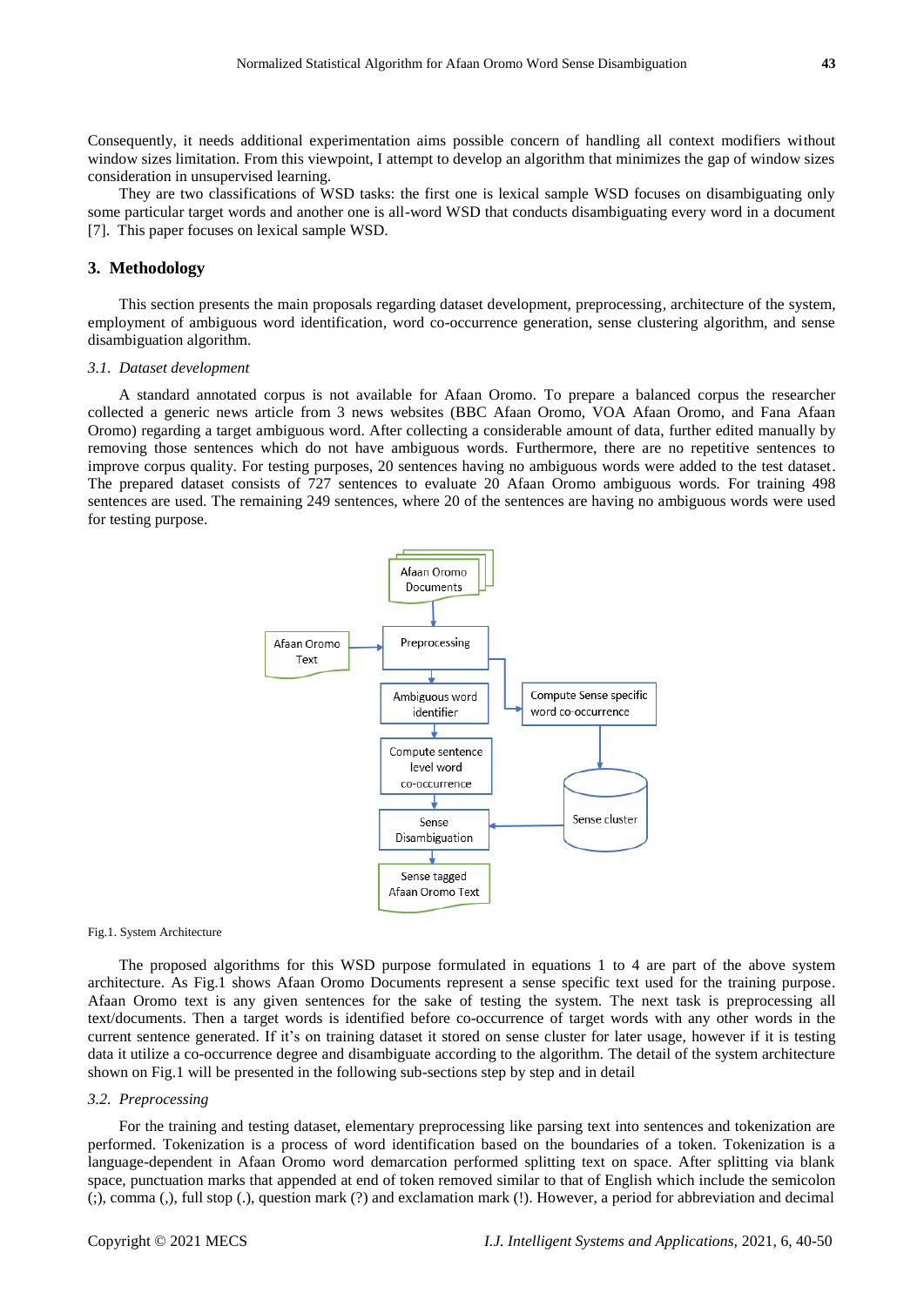Consequently, it needs additional experimentation aims possible concern of handling all context modifiers without window sizes limitation. From this viewpoint, I attempt to develop an algorithm that minimizes the gap of window sizes consideration in unsupervised learning.

They are two classifications of WSD tasks: the first one is lexical sample WSD focuses on disambiguating only some particular target words and another one is all-word WSD that conducts disambiguating every word in a document [7]. This paper focuses on lexical sample WSD.

## 3. Methodology

This section presents the main proposals regarding dataset development, preprocessing, architecture of the system, employment of ambiguous word identification, word co-occurrence generation, sense clustering algorithm, and sense disambiguation algorithm.

### *3.1. Dataset development*

A standard annotated corpus is not available for Afaan Oromo. To prepare a balanced corpus the researcher collected a generic news article from 3 news websites (BBC Afaan Oromo, VOA Afaan Oromo, and Fana Afaan Oromo) regarding a target ambiguous word. After collecting a considerable amount of data, further edited manually by removing those sentences which do not have ambiguous words. Furthermore, there are no repetitive sentences to improve corpus quality. For testing purposes, 20 sentences having no ambiguous words were added to the test dataset. The prepared dataset consists of 727 sentences to evaluate 20 Afaan Oromo ambiguous words. For training 498 sentences are used. The remaining 249 sentences, where 20 of the sentences are having no ambiguous words were used for testing purpose.

Fig.1. System Architecture

The proposed algorithms for this WSD purpose formulated in equations 1 to 4 are part of the above system architecture. As Fig.1 shows Afaan Oromo Documents represent a sense specific text used for the training purpose. Afaan Oromo text is any given sentences for the sake of testing the system. The next task is preprocessing all text/documents. Then a target words is identified before co-occurrence of target words with any other words in the current sentence generated. If it's on training dataset it stored on sense cluster for later usage, however if it is testing data it utilize a co-occurrence degree and disambiguate according to the algorithm. The detail of the system architecture shown on Fig.1 will be presented in the following sub-sections step by step and in detail

### *3.2. Preprocessing*

For the training and testing dataset, elementary preprocessing like parsing text into sentences and tokenization are performed. Tokenization is a process of word identification based on the boundaries of a token. Tokenization is a language-dependent in Afaan Oromo word demarcation performed splitting text on space. After splitting via blank space, punctuation marks that appended at end of token removed similar to that of English which include the semicolon (;), comma (,), full stop (.), question mark (?) and exclamation mark (!). However, a period for abbreviation and decimal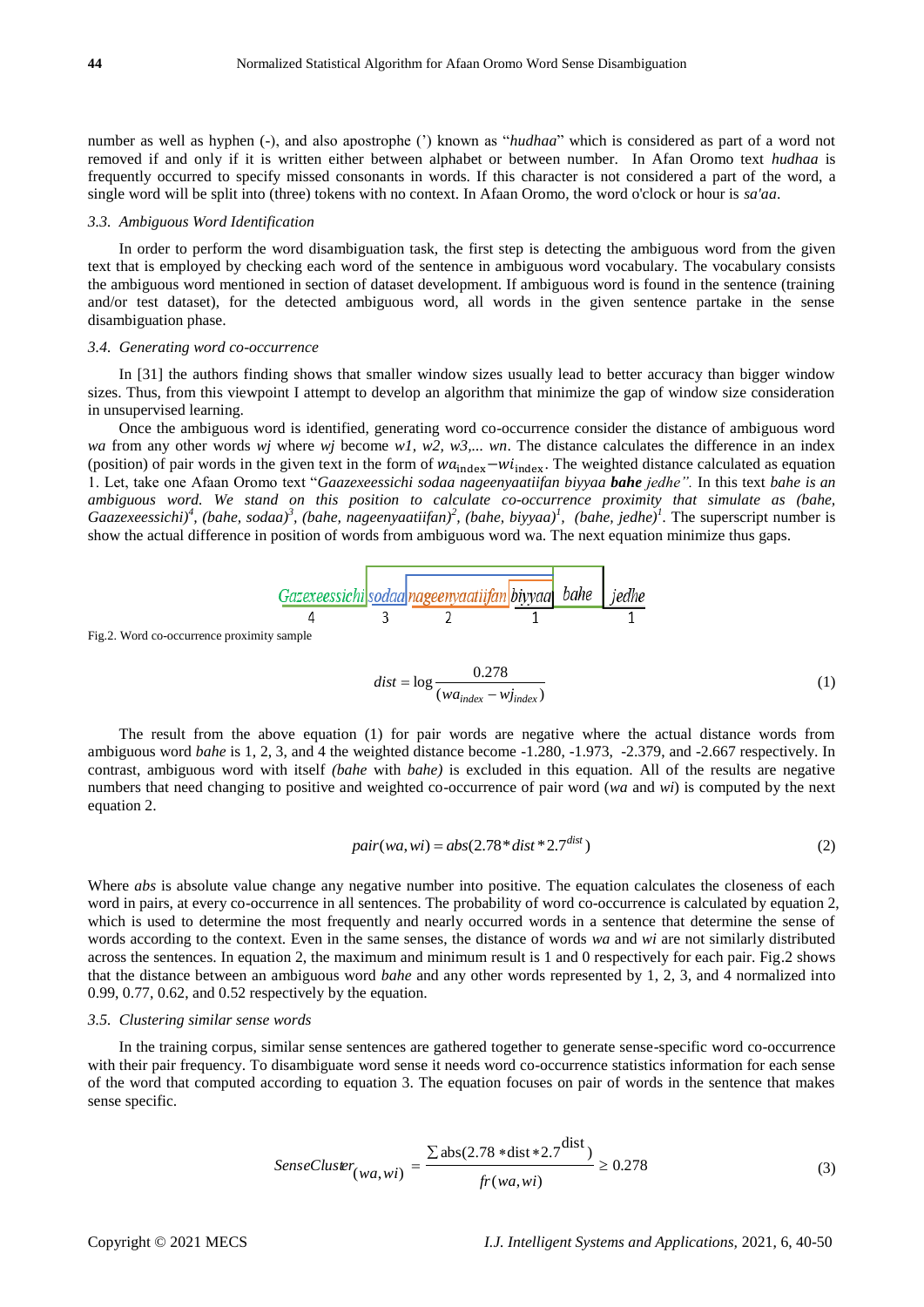number as well as hyphen (-), and also apostrophe (') known as "*hudhaa*" which is considered as part of a word not removed if and only if it is written either between alphabet or between number. In Afan Oromo text *hudhaa* is frequently occurred to specify missed consonants in words. If this character is not considered a part of the word, a single word will be split into (three) tokens with no context. In Afaan Oromo, the word o'clock or hour is *sa'aa*.

### 3.3. Ambiguous Word Identification

In order to perform the word disambiguation task, the first step is detecting the ambiguous word from the given text that is employed by checking each word of the sentence in ambiguous word vocabulary. The vocabulary consists the ambiguous word mentioned in section of dataset development. If ambiguous word is found in the sentence (training and/or test dataset), for the detected ambiguous word, all words in the given sentence partake in the sense disambiguation phase.

### 3.4. Generating word co-occurrence

In [31] the authors finding shows that smaller window sizes usually lead to better accuracy than bigger window sizes. Thus, from this viewpoint I attempt to develop an algorithm that minimize the gap of window size consideration in unsupervised learning.

Once the ambiguous word is identified, generating word co-occurrence consider the distance of ambiguous word *wa* from any other words *wj* where *wj* become *w1, w2, w3,... wn*. The distance calculates the difference in an index (position) of pair words in the given text in the form of $wa_{\text{index}} - wi_{\text{index}}$. The weighted distance calculated as equation 1. Let, take one Afaan Oromo text "*Gaazexeessichi sodaa nageenyaatiifan biyyaa **bahe** jedhe". In this text bahe is an ambiguous word. We stand on this position to calculate co-occurrence proximity that simulate as (bahe, Gaazexeessichi)[4], (bahe, sodaa)[3], (bahe, nageenyaatiifan)[2], (bahe, biyyaa)[1], (bahe, jedhe)[1]*. The superscript number is show the actual difference in position of words from ambiguous word wa. The next equation minimize thus gaps.

Gazexeessichi sodaa nageenyaatiifan biyyaa bahe jedhe
4 3 2 1 1

Fig.2. Word co-occurrence proximity sample

$$dist = \log \frac{0.278}{(wa_{index} - wj_{index})} \tag{1}$$

The result from the above equation (1) for pair words are negative where the actual distance words from ambiguous word *bahe* is 1, 2, 3, and 4 the weighted distance become -1.280, -1.973, -2.379, and -2.667 respectively. In contrast, ambiguous word with itself *(bahe* with *bahe)* is excluded in this equation. All of the results are negative numbers that need changing to positive and weighted co-occurrence of pair word (*wa* and *wi*) is computed by the next equation 2.

$$pair(wa, wi) = abs(2.78 * dist * 2.7^{dist}) \tag{2}$$

Where *abs* is absolute value change any negative number into positive. The equation calculates the closeness of each word in pairs, at every co-occurrence in all sentences. The probability of word co-occurrence is calculated by equation 2, which is used to determine the most frequently and nearly occurred words in a sentence that determine the sense of words according to the context. Even in the same senses, the distance of words *wa* and *wi* are not similarly distributed across the sentences. In equation 2, the maximum and minimum result is 1 and 0 respectively for each pair. Fig.2 shows that the distance between an ambiguous word *bahe* and any other words represented by 1, 2, 3, and 4 normalized into 0.99, 0.77, 0.62, and 0.52 respectively by the equation.

### 3.5. Clustering similar sense words

In the training corpus, similar sense sentences are gathered together to generate sense-specific word co-occurrence with their pair frequency. To disambiguate word sense it needs word co-occurrence statistics information for each sense of the word that computed according to equation 3. The equation focuses on pair of words in the sentence that makes sense specific.

$$SenseCluster_{(wa,wi)} = \frac{\sum \text{abs}(2.78 * \text{dist} * 2.7^{\text{dist}})}{fr(wa,wi)} \geq 0.278 \tag{3}$$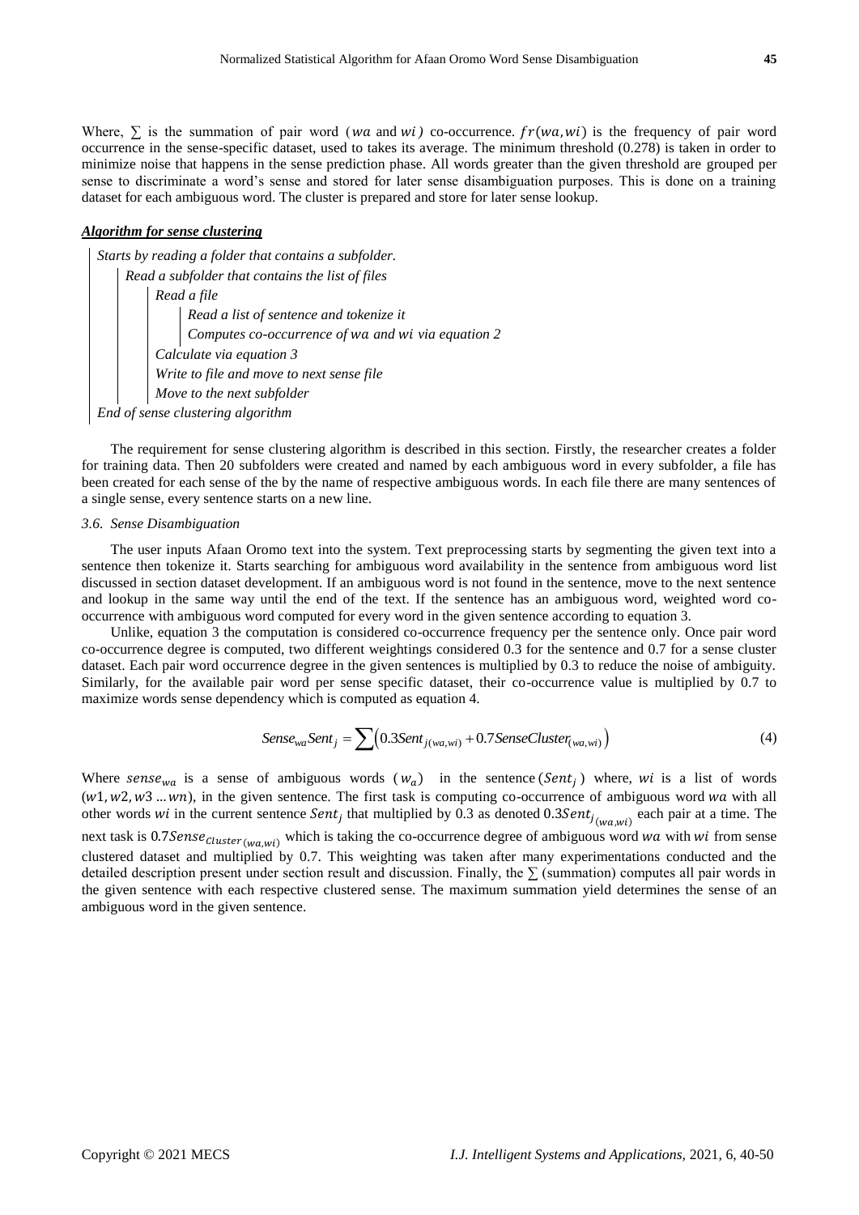Where, $\sum$ is the summation of pair word ($wa$ and $wi$) co-occurrence. $fr(wa, wi)$ is the frequency of pair word occurrence in the sense-specific dataset, used to takes its average. The minimum threshold (0.278) is taken in order to minimize noise that happens in the sense prediction phase. All words greater than the given threshold are grouped per sense to discriminate a word's sense and stored for later sense disambiguation purposes. This is done on a training dataset for each ambiguous word. The cluster is prepared and store for later sense lookup.

***Algorithm for sense clustering***

```
Starts by reading a folder that contains a subfolder.
    Read a subfolder that contains the list of files
        Read a file
            Read a list of sentence and tokenize it
            Computes co-occurrence of wa and wi via equation 2
        Calculate via equation 3
        Write to file and move to next sense file
        Move to the next subfolder
End of sense clustering algorithm
```

The requirement for sense clustering algorithm is described in this section. Firstly, the researcher creates a folder for training data. Then 20 subfolders were created and named by each ambiguous word in every subfolder, a file has been created for each sense of the by the name of respective ambiguous words. In each file there are many sentences of a single sense, every sentence starts on a new line.

### *3.6. Sense Disambiguation*

The user inputs Afaan Oromo text into the system. Text preprocessing starts by segmenting the given text into a sentence then tokenize it. Starts searching for ambiguous word availability in the sentence from ambiguous word list discussed in section dataset development. If an ambiguous word is not found in the sentence, move to the next sentence and lookup in the same way until the end of the text. If the sentence has an ambiguous word, weighted word co-occurrence with ambiguous word computed for every word in the given sentence according to equation 3.

Unlike, equation 3 the computation is considered co-occurrence frequency per the sentence only. Once pair word co-occurrence degree is computed, two different weightings considered 0.3 for the sentence and 0.7 for a sense cluster dataset. Each pair word occurrence degree in the given sentences is multiplied by 0.3 to reduce the noise of ambiguity. Similarly, for the available pair word per sense specific dataset, their co-occurrence value is multiplied by 0.7 to maximize words sense dependency which is computed as equation 4.

$$Sense_{wa}Sent_j = \sum \left( 0.3Sent_{j(wa,wi)} + 0.7SenseCluster_{(wa,wi)} \right) \tag{4}$$

Where $sense_{wa}$ is a sense of ambiguous words ($w_a$) in the sentence ($Sent_j$) where, $wi$ is a list of words ($w1, w2, w3 \ldots wn$), in the given sentence. The first task is computing co-occurrence of ambiguous word $wa$ with all other words $wi$ in the current sentence $Sent_j$ that multiplied by 0.3 as denoted $0.3Sent_{j_{(wa,wi)}}$ each pair at a time. The next task is $0.7Sense_{Cluster\,(wa,wi)}$ which is taking the co-occurrence degree of ambiguous word $wa$ with $wi$ from sense clustered dataset and multiplied by 0.7. This weighting was taken after many experimentations conducted and the detailed description present under section result and discussion. Finally, the $\sum$ (summation) computes all pair words in the given sentence with each respective clustered sense. The maximum summation yield determines the sense of an ambiguous word in the given sentence.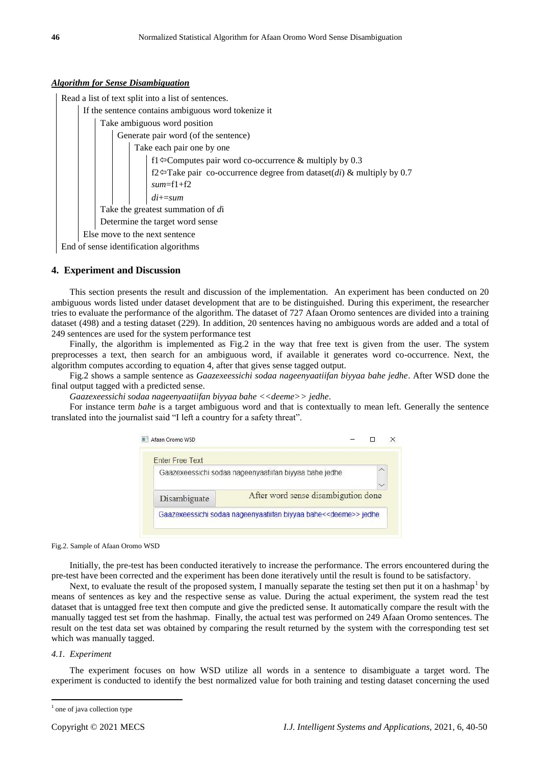***Algorithm for Sense Disambiguation***

```
Read a list of text split into a list of sentences.
    If the sentence contains ambiguous word tokenize it
        Take ambiguous word position
            Generate pair word (of the sentence)
                Take each pair one by one
                    f1⇦Computes pair word co-occurrence & multiply by 0.3
                    f2⇦Take pair co-occurrence degree from dataset(di) & multiply by 0.7
                    sum=f1+f2
                    di+=sum
        Take the greatest summation of di
        Determine the target word sense
    Else move to the next sentence
End of sense identification algorithms
```

## 4. Experiment and Discussion

This section presents the result and discussion of the implementation. An experiment has been conducted on 20 ambiguous words listed under dataset development that are to be distinguished. During this experiment, the researcher tries to evaluate the performance of the algorithm. The dataset of 727 Afaan Oromo sentences are divided into a training dataset (498) and a testing dataset (229). In addition, 20 sentences having no ambiguous words are added and a total of 249 sentences are used for the system performance test

Finally, the algorithm is implemented as Fig.2 in the way that free text is given from the user. The system preprocesses a text, then search for an ambiguous word, if available it generates word co-occurrence. Next, the algorithm computes according to equation 4, after that gives sense tagged output.

Fig.2 shows a sample sentence as *Gaazexeessichi sodaa nageenyaatiifan biyyaa bahe jedhe*. After WSD done the final output tagged with a predicted sense.

*Gaazexeessichi sodaa nageenyaatiifan biyyaa bahe <<deeme>> jedhe*.

For instance term *bahe* is a target ambiguous word and that is contextually to mean left. Generally the sentence translated into the journalist said "I left a country for a safety threat".

Afaan Oromo WSD

Enter Free Text

Gaazexeessichi sodaa nageenyaatiifan biyyaa bahe jedhe

Disambiguate — After word sense disambigution done

Gaazexeessichi sodaa nageenyaatiifan biyyaa bahe<<deeme>> jedhe

Fig.2. Sample of Afaan Oromo WSD

Initially, the pre-test has been conducted iteratively to increase the performance. The errors encountered during the pre-test have been corrected and the experiment has been done iteratively until the result is found to be satisfactory.

Next, to evaluate the result of the proposed system, I manually separate the testing set then put it on a hashmap[1] by means of sentences as key and the respective sense as value. During the actual experiment, the system read the test dataset that is untagged free text then compute and give the predicted sense. It automatically compare the result with the manually tagged test set from the hashmap. Finally, the actual test was performed on 249 Afaan Oromo sentences. The result on the test data set was obtained by comparing the result returned by the system with the corresponding test set which was manually tagged.

### *4.1. Experiment*

The experiment focuses on how WSD utilize all words in a sentence to disambiguate a target word. The experiment is conducted to identify the best normalized value for both training and testing dataset concerning the used

[1] one of java collection type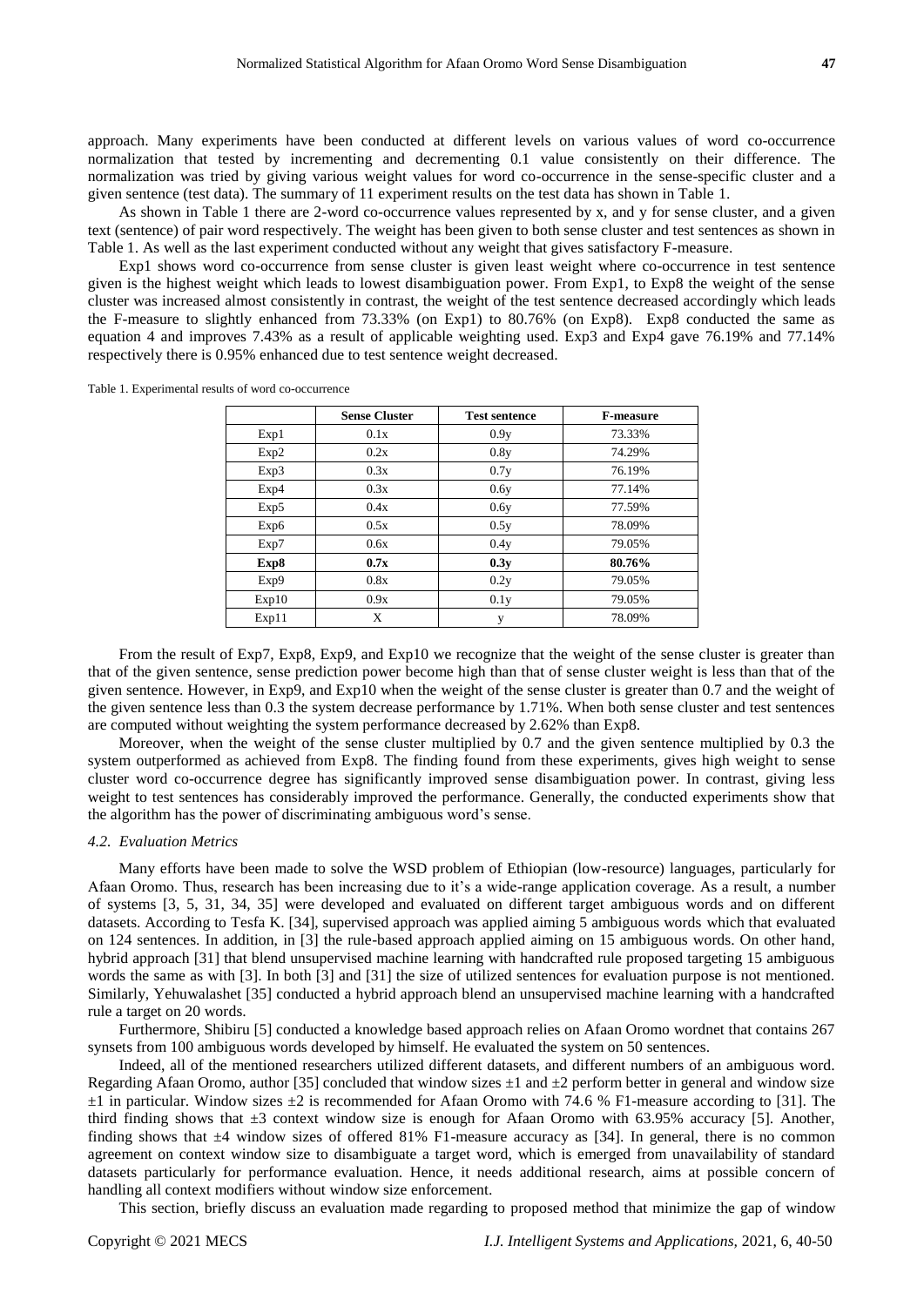approach. Many experiments have been conducted at different levels on various values of word co-occurrence normalization that tested by incrementing and decrementing 0.1 value consistently on their difference. The normalization was tried by giving various weight values for word co-occurrence in the sense-specific cluster and a given sentence (test data). The summary of 11 experiment results on the test data has shown in Table 1.

As shown in Table 1 there are 2-word co-occurrence values represented by x, and y for sense cluster, and a given text (sentence) of pair word respectively. The weight has been given to both sense cluster and test sentences as shown in Table 1. As well as the last experiment conducted without any weight that gives satisfactory F-measure.

Exp1 shows word co-occurrence from sense cluster is given least weight where co-occurrence in test sentence given is the highest weight which leads to lowest disambiguation power. From Exp1, to Exp8 the weight of the sense cluster was increased almost consistently in contrast, the weight of the test sentence decreased accordingly which leads the F-measure to slightly enhanced from 73.33% (on Exp1) to 80.76% (on Exp8). Exp8 conducted the same as equation 4 and improves 7.43% as a result of applicable weighting used. Exp3 and Exp4 gave 76.19% and 77.14% respectively there is 0.95% enhanced due to test sentence weight decreased.

Table 1. Experimental results of word co-occurrence

| | Sense Cluster | Test sentence | F-measure |
|---|---|---|---|
| Exp1 | 0.1x | 0.9y | 73.33% |
| Exp2 | 0.2x | 0.8y | 74.29% |
| Exp3 | 0.3x | 0.7y | 76.19% |
| Exp4 | 0.3x | 0.6y | 77.14% |
| Exp5 | 0.4x | 0.6y | 77.59% |
| Exp6 | 0.5x | 0.5y | 78.09% |
| Exp7 | 0.6x | 0.4y | 79.05% |
| **Exp8** | **0.7x** | **0.3y** | **80.76%** |
| Exp9 | 0.8x | 0.2y | 79.05% |
| Exp10 | 0.9x | 0.1y | 79.05% |
| Exp11 | X | y | 78.09% |

From the result of Exp7, Exp8, Exp9, and Exp10 we recognize that the weight of the sense cluster is greater than that of the given sentence, sense prediction power become high than that of sense cluster weight is less than that of the given sentence. However, in Exp9, and Exp10 when the weight of the sense cluster is greater than 0.7 and the weight of the given sentence less than 0.3 the system decrease performance by 1.71%. When both sense cluster and test sentences are computed without weighting the system performance decreased by 2.62% than Exp8.

Moreover, when the weight of the sense cluster multiplied by 0.7 and the given sentence multiplied by 0.3 the system outperformed as achieved from Exp8. The finding found from these experiments, gives high weight to sense cluster word co-occurrence degree has significantly improved sense disambiguation power. In contrast, giving less weight to test sentences has considerably improved the performance. Generally, the conducted experiments show that the algorithm has the power of discriminating ambiguous word's sense.

### 4.2. Evaluation Metrics

Many efforts have been made to solve the WSD problem of Ethiopian (low-resource) languages, particularly for Afaan Oromo. Thus, research has been increasing due to it's a wide-range application coverage. As a result, a number of systems [3, 5, 31, 34, 35] were developed and evaluated on different target ambiguous words and on different datasets. According to Tesfa K. [34], supervised approach was applied aiming 5 ambiguous words which that evaluated on 124 sentences. In addition, in [3] the rule-based approach applied aiming on 15 ambiguous words. On other hand, hybrid approach [31] that blend unsupervised machine learning with handcrafted rule proposed targeting 15 ambiguous words the same as with [3]. In both [3] and [31] the size of utilized sentences for evaluation purpose is not mentioned. Similarly, Yehuwalashet [35] conducted a hybrid approach blend an unsupervised machine learning with a handcrafted rule a target on 20 words.

Furthermore, Shibiru [5] conducted a knowledge based approach relies on Afaan Oromo wordnet that contains 267 synsets from 100 ambiguous words developed by himself. He evaluated the system on 50 sentences.

Indeed, all of the mentioned researchers utilized different datasets, and different numbers of an ambiguous word. Regarding Afaan Oromo, author [35] concluded that window sizes ±1 and ±2 perform better in general and window size ±1 in particular. Window sizes ±2 is recommended for Afaan Oromo with 74.6 % F1-measure according to [31]. The third finding shows that ±3 context window size is enough for Afaan Oromo with 63.95% accuracy [5]. Another, finding shows that ±4 window sizes of offered 81% F1-measure accuracy as [34]. In general, there is no common agreement on context window size to disambiguate a target word, which is emerged from unavailability of standard datasets particularly for performance evaluation. Hence, it needs additional research, aims at possible concern of handling all context modifiers without window size enforcement.

This section, briefly discuss an evaluation made regarding to proposed method that minimize the gap of window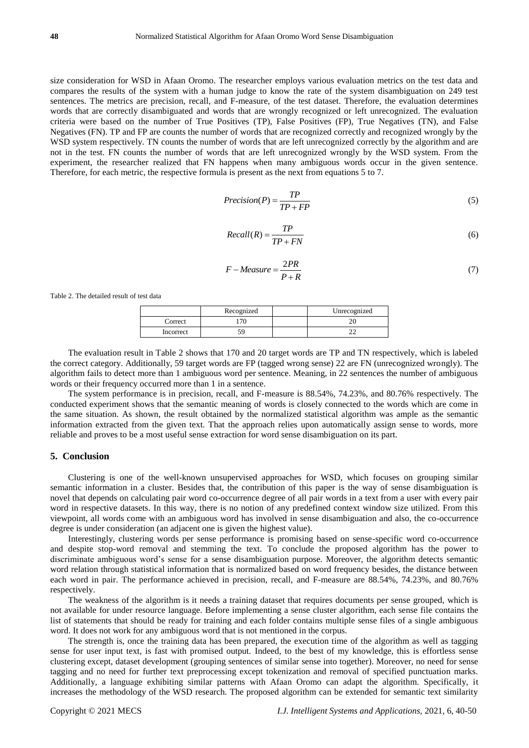size consideration for WSD in Afaan Oromo. The researcher employs various evaluation metrics on the test data and compares the results of the system with a human judge to know the rate of the system disambiguation on 249 test sentences. The metrics are precision, recall, and F-measure, of the test dataset. Therefore, the evaluation determines words that are correctly disambiguated and words that are wrongly recognized or left unrecognized. The evaluation criteria were based on the number of True Positives (TP), False Positives (FP), True Negatives (TN), and False Negatives (FN). TP and FP are counts the number of words that are recognized correctly and recognized wrongly by the WSD system respectively. TN counts the number of words that are left unrecognized correctly by the algorithm and are not in the test. FN counts the number of words that are left unrecognized wrongly by the WSD system. From the experiment, the researcher realized that FN happens when many ambiguous words occur in the given sentence. Therefore, for each metric, the respective formula is present as the next from equations 5 to 7.

$$Precision(P) = \frac{TP}{TP + FP} \tag{5}$$

$$Recall(R) = \frac{TP}{TP + FN} \tag{6}$$

$$F - Measure = \frac{2PR}{P + R} \tag{7}$$

Table 2. The detailed result of test data

| | Recognized | | Unrecognized |
|---|---|---|---|
| Correct | 170 | | 20 |
| Incorrect | 59 | | 22 |

The evaluation result in Table 2 shows that 170 and 20 target words are TP and TN respectively, which is labeled the correct category. Additionally, 59 target words are FP (tagged wrong sense) 22 are FN (unrecognized wrongly). The algorithm fails to detect more than 1 ambiguous word per sentence. Meaning, in 22 sentences the number of ambiguous words or their frequency occurred more than 1 in a sentence.

The system performance is in precision, recall, and F-measure is 88.54%, 74.23%, and 80.76% respectively. The conducted experiment shows that the semantic meaning of words is closely connected to the words which are come in the same situation. As shown, the result obtained by the normalized statistical algorithm was ample as the semantic information extracted from the given text. That the approach relies upon automatically assign sense to words, more reliable and proves to be a most useful sense extraction for word sense disambiguation on its part.

## 5. Conclusion

Clustering is one of the well-known unsupervised approaches for WSD, which focuses on grouping similar semantic information in a cluster. Besides that, the contribution of this paper is the way of sense disambiguation is novel that depends on calculating pair word co-occurrence degree of all pair words in a text from a user with every pair word in respective datasets. In this way, there is no notion of any predefined context window size utilized. From this viewpoint, all words come with an ambiguous word has involved in sense disambiguation and also, the co-occurrence degree is under consideration (an adjacent one is given the highest value).

Interestingly, clustering words per sense performance is promising based on sense-specific word co-occurrence and despite stop-word removal and stemming the text. To conclude the proposed algorithm has the power to discriminate ambiguous word's sense for a sense disambiguation purpose. Moreover, the algorithm detects semantic word relation through statistical information that is normalized based on word frequency besides, the distance between each word in pair. The performance achieved in precision, recall, and F-measure are 88.54%, 74.23%, and 80.76% respectively.

The weakness of the algorithm is it needs a training dataset that requires documents per sense grouped, which is not available for under resource language. Before implementing a sense cluster algorithm, each sense file contains the list of statements that should be ready for training and each folder contains multiple sense files of a single ambiguous word. It does not work for any ambiguous word that is not mentioned in the corpus.

The strength is, once the training data has been prepared, the execution time of the algorithm as well as tagging sense for user input text, is fast with promised output. Indeed, to the best of my knowledge, this is effortless sense clustering except, dataset development (grouping sentences of similar sense into together). Moreover, no need for sense tagging and no need for further text preprocessing except tokenization and removal of specified punctuation marks. Additionally, a language exhibiting similar patterns with Afaan Oromo can adapt the algorithm. Specifically, it increases the methodology of the WSD research. The proposed algorithm can be extended for semantic text similarity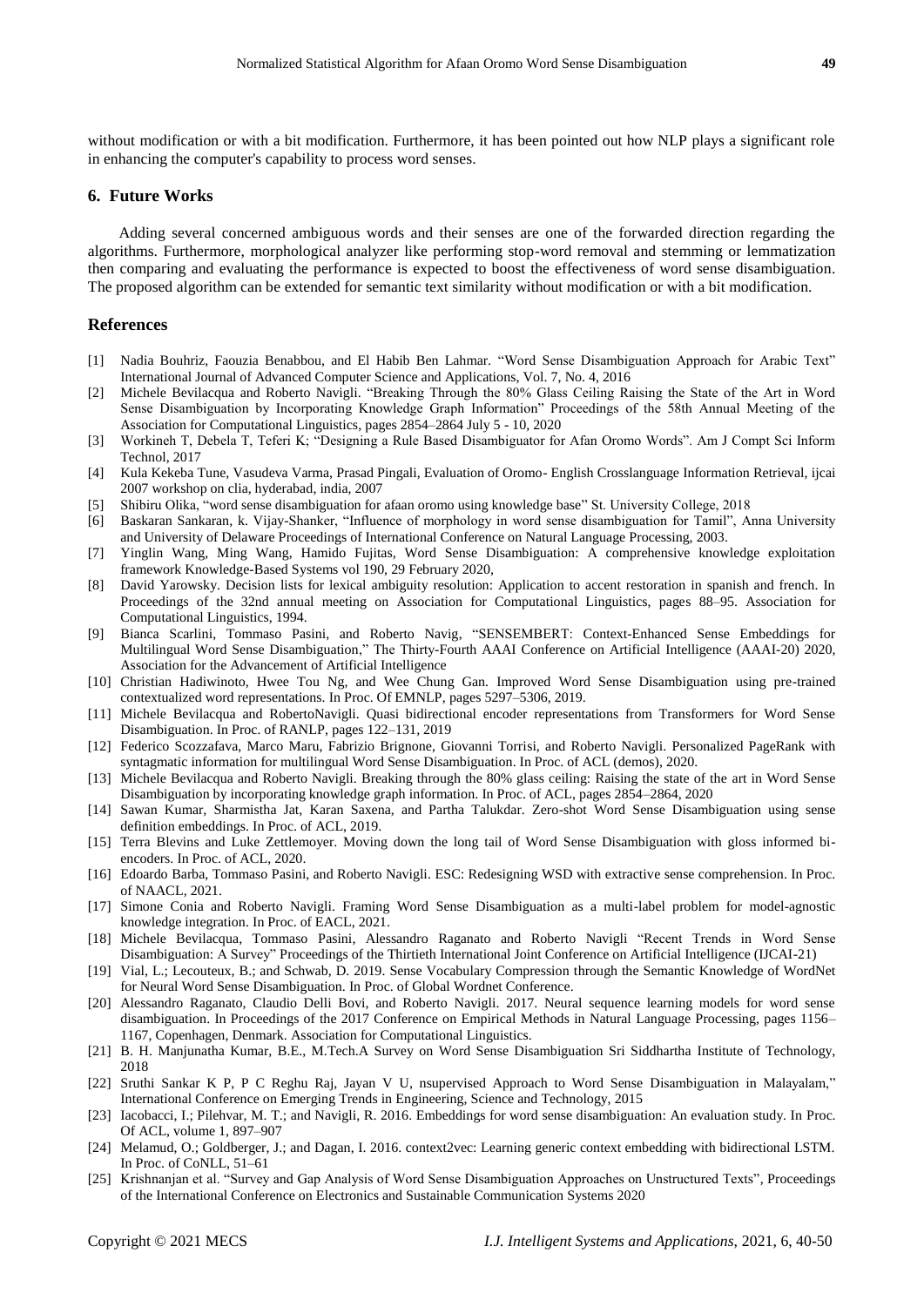without modification or with a bit modification. Furthermore, it has been pointed out how NLP plays a significant role in enhancing the computer's capability to process word senses.

## 6. Future Works

Adding several concerned ambiguous words and their senses are one of the forwarded direction regarding the algorithms. Furthermore, morphological analyzer like performing stop-word removal and stemming or lemmatization then comparing and evaluating the performance is expected to boost the effectiveness of word sense disambiguation. The proposed algorithm can be extended for semantic text similarity without modification or with a bit modification.

## References

[1] Nadia Bouhriz, Faouzia Benabbou, and El Habib Ben Lahmar. "Word Sense Disambiguation Approach for Arabic Text" International Journal of Advanced Computer Science and Applications, Vol. 7, No. 4, 2016

[2] Michele Bevilacqua and Roberto Navigli. "Breaking Through the 80% Glass Ceiling Raising the State of the Art in Word Sense Disambiguation by Incorporating Knowledge Graph Information" Proceedings of the 58th Annual Meeting of the Association for Computational Linguistics, pages 2854–2864 July 5 - 10, 2020

[3] Workineh T, Debela T, Teferi K; "Designing a Rule Based Disambiguator for Afan Oromo Words". Am J Compt Sci Inform Technol, 2017

[4] Kula Kekeba Tune, Vasudeva Varma, Prasad Pingali, Evaluation of Oromo- English Crosslanguage Information Retrieval, ijcai 2007 workshop on clia, hyderabad, india, 2007

[5] Shibiru Olika, "word sense disambiguation for afaan oromo using knowledge base" St. University College, 2018

[6] Baskaran Sankaran, k. Vijay-Shanker, "Influence of morphology in word sense disambiguation for Tamil", Anna University and University of Delaware Proceedings of International Conference on Natural Language Processing, 2003.

[7] Yinglin Wang, Ming Wang, Hamido Fujitas, Word Sense Disambiguation: A comprehensive knowledge exploitation framework Knowledge-Based Systems vol 190, 29 February 2020,

[8] David Yarowsky. Decision lists for lexical ambiguity resolution: Application to accent restoration in spanish and french. In Proceedings of the 32nd annual meeting on Association for Computational Linguistics, pages 88–95. Association for Computational Linguistics, 1994.

[9] Bianca Scarlini, Tommaso Pasini, and Roberto Navig, "SENSEMBERT: Context-Enhanced Sense Embeddings for Multilingual Word Sense Disambiguation," The Thirty-Fourth AAAI Conference on Artificial Intelligence (AAAI-20) 2020, Association for the Advancement of Artificial Intelligence

[10] Christian Hadiwinoto, Hwee Tou Ng, and Wee Chung Gan. Improved Word Sense Disambiguation using pre-trained contextualized word representations. In Proc. Of EMNLP, pages 5297–5306, 2019.

[11] Michele Bevilacqua and RobertoNavigli. Quasi bidirectional encoder representations from Transformers for Word Sense Disambiguation. In Proc. of RANLP, pages 122–131, 2019

[12] Federico Scozzafava, Marco Maru, Fabrizio Brignone, Giovanni Torrisi, and Roberto Navigli. Personalized PageRank with syntagmatic information for multilingual Word Sense Disambiguation. In Proc. of ACL (demos), 2020.

[13] Michele Bevilacqua and Roberto Navigli. Breaking through the 80% glass ceiling: Raising the state of the art in Word Sense Disambiguation by incorporating knowledge graph information. In Proc. of ACL, pages 2854–2864, 2020

[14] Sawan Kumar, Sharmistha Jat, Karan Saxena, and Partha Talukdar. Zero-shot Word Sense Disambiguation using sense definition embeddings. In Proc. of ACL, 2019.

[15] Terra Blevins and Luke Zettlemoyer. Moving down the long tail of Word Sense Disambiguation with gloss informed bi-encoders. In Proc. of ACL, 2020.

[16] Edoardo Barba, Tommaso Pasini, and Roberto Navigli. ESC: Redesigning WSD with extractive sense comprehension. In Proc. of NAACL, 2021.

[17] Simone Conia and Roberto Navigli. Framing Word Sense Disambiguation as a multi-label problem for model-agnostic knowledge integration. In Proc. of EACL, 2021.

[18] Michele Bevilacqua, Tommaso Pasini, Alessandro Raganato and Roberto Navigli "Recent Trends in Word Sense Disambiguation: A Survey" Proceedings of the Thirtieth International Joint Conference on Artificial Intelligence (IJCAI-21)

[19] Vial, L.; Lecouteux, B.; and Schwab, D. 2019. Sense Vocabulary Compression through the Semantic Knowledge of WordNet for Neural Word Sense Disambiguation. In Proc. of Global Wordnet Conference.

[20] Alessandro Raganato, Claudio Delli Bovi, and Roberto Navigli. 2017. Neural sequence learning models for word sense disambiguation. In Proceedings of the 2017 Conference on Empirical Methods in Natural Language Processing, pages 1156–1167, Copenhagen, Denmark. Association for Computational Linguistics.

[21] B. H. Manjunatha Kumar, B.E., M.Tech.A Survey on Word Sense Disambiguation Sri Siddhartha Institute of Technology, 2018

[22] Sruthi Sankar K P, P C Reghu Raj, Jayan V U, nsupervised Approach to Word Sense Disambiguation in Malayalam," International Conference on Emerging Trends in Engineering, Science and Technology, 2015

[23] Iacobacci, I.; Pilehvar, M. T.; and Navigli, R. 2016. Embeddings for word sense disambiguation: An evaluation study. In Proc. Of ACL, volume 1, 897–907

[24] Melamud, O.; Goldberger, J.; and Dagan, I. 2016. context2vec: Learning generic context embedding with bidirectional LSTM. In Proc. of CoNLL, 51–61

[25] Krishnanjan et al. "Survey and Gap Analysis of Word Sense Disambiguation Approaches on Unstructured Texts", Proceedings of the International Conference on Electronics and Sustainable Communication Systems 2020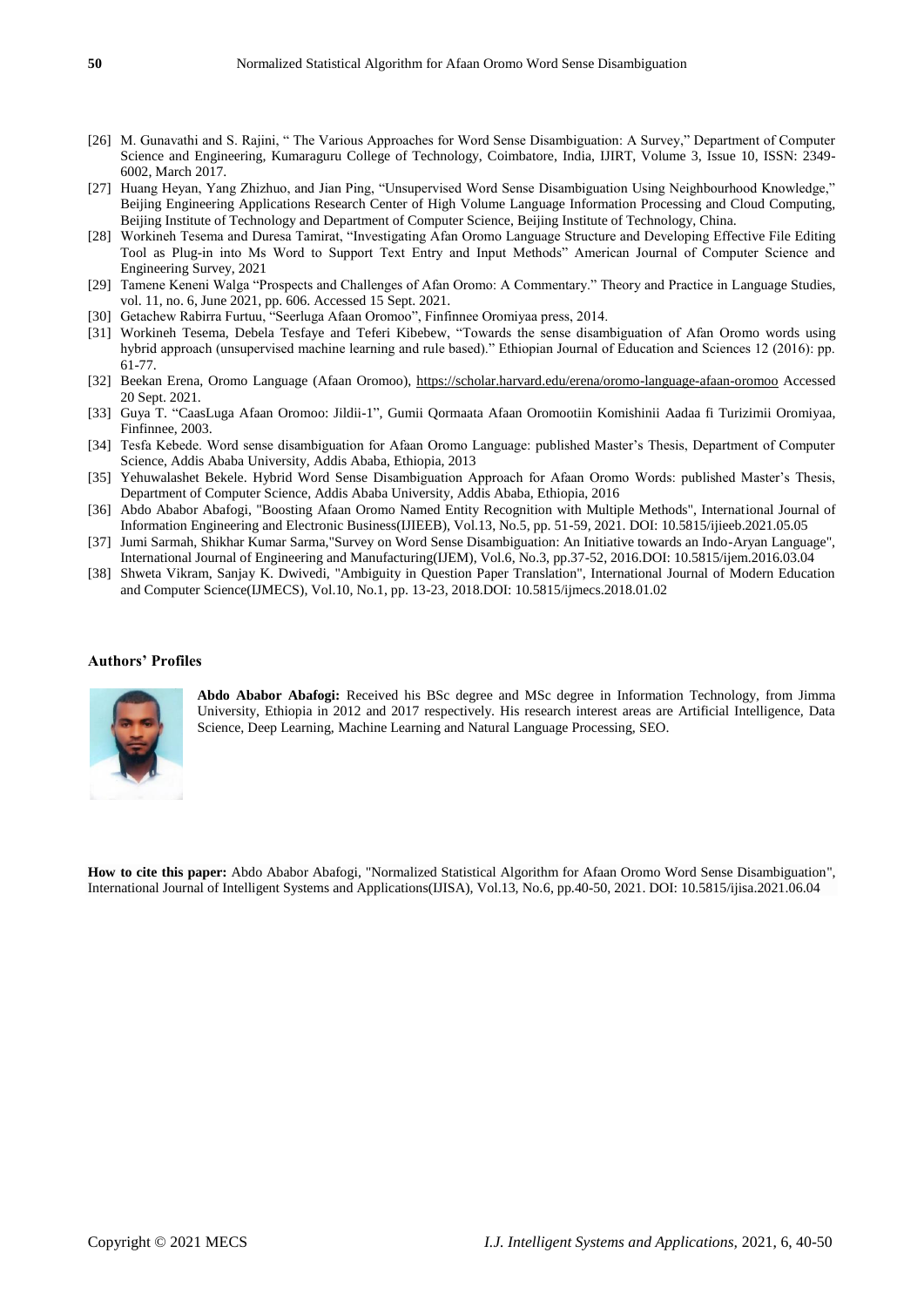[26] M. Gunavathi and S. Rajini, " The Various Approaches for Word Sense Disambiguation: A Survey," Department of Computer Science and Engineering, Kumaraguru College of Technology, Coimbatore, India, IJIRT, Volume 3, Issue 10, ISSN: 2349-6002, March 2017.

[27] Huang Heyan, Yang Zhizhuo, and Jian Ping, "Unsupervised Word Sense Disambiguation Using Neighbourhood Knowledge," Beijing Engineering Applications Research Center of High Volume Language Information Processing and Cloud Computing, Beijing Institute of Technology and Department of Computer Science, Beijing Institute of Technology, China.

[28] Workineh Tesema and Duresa Tamirat, "Investigating Afan Oromo Language Structure and Developing Effective File Editing Tool as Plug-in into Ms Word to Support Text Entry and Input Methods" American Journal of Computer Science and Engineering Survey, 2021

[29] Tamene Keneni Walga "Prospects and Challenges of Afan Oromo: A Commentary." Theory and Practice in Language Studies, vol. 11, no. 6, June 2021, pp. 606. Accessed 15 Sept. 2021.

[30] Getachew Rabirra Furtuu, "Seerluga Afaan Oromoo", Finfinnee Oromiyaa press, 2014.

[31] Workineh Tesema, Debela Tesfaye and Teferi Kibebew, "Towards the sense disambiguation of Afan Oromo words using hybrid approach (unsupervised machine learning and rule based)." Ethiopian Journal of Education and Sciences 12 (2016): pp. 61-77.

[32] Beekan Erena, Oromo Language (Afaan Oromoo), https://scholar.harvard.edu/erena/oromo-language-afaan-oromoo Accessed 20 Sept. 2021.

[33] Guya T. "CaasLuga Afaan Oromoo: Jildii-1", Gumii Qormaata Afaan Oromootiin Komishinii Aadaa fi Turizimii Oromiyaa, Finfinnee, 2003.

[34] Tesfa Kebede. Word sense disambiguation for Afaan Oromo Language: published Master's Thesis, Department of Computer Science, Addis Ababa University, Addis Ababa, Ethiopia, 2013

[35] Yehuwalashet Bekele. Hybrid Word Sense Disambiguation Approach for Afaan Oromo Words: published Master's Thesis, Department of Computer Science, Addis Ababa University, Addis Ababa, Ethiopia, 2016

[36] Abdo Ababor Abafogi, "Boosting Afaan Oromo Named Entity Recognition with Multiple Methods", International Journal of Information Engineering and Electronic Business(IJIEEB), Vol.13, No.5, pp. 51-59, 2021. DOI: 10.5815/ijieeb.2021.05.05

[37] Jumi Sarmah, Shikhar Kumar Sarma,"Survey on Word Sense Disambiguation: An Initiative towards an Indo-Aryan Language", International Journal of Engineering and Manufacturing(IJEM), Vol.6, No.3, pp.37-52, 2016.DOI: 10.5815/ijem.2016.03.04

[38] Shweta Vikram, Sanjay K. Dwivedi, "Ambiguity in Question Paper Translation", International Journal of Modern Education and Computer Science(IJMECS), Vol.10, No.1, pp. 13-23, 2018.DOI: 10.5815/ijmecs.2018.01.02

## Authors' Profiles

**Abdo Ababor Abafogi:** Received his BSc degree and MSc degree in Information Technology, from Jimma University, Ethiopia in 2012 and 2017 respectively. His research interest areas are Artificial Intelligence, Data Science, Deep Learning, Machine Learning and Natural Language Processing, SEO.

**How to cite this paper:** Abdo Ababor Abafogi, "Normalized Statistical Algorithm for Afaan Oromo Word Sense Disambiguation", International Journal of Intelligent Systems and Applications(IJISA), Vol.13, No.6, pp.40-50, 2021. DOI: 10.5815/ijisa.2021.06.04